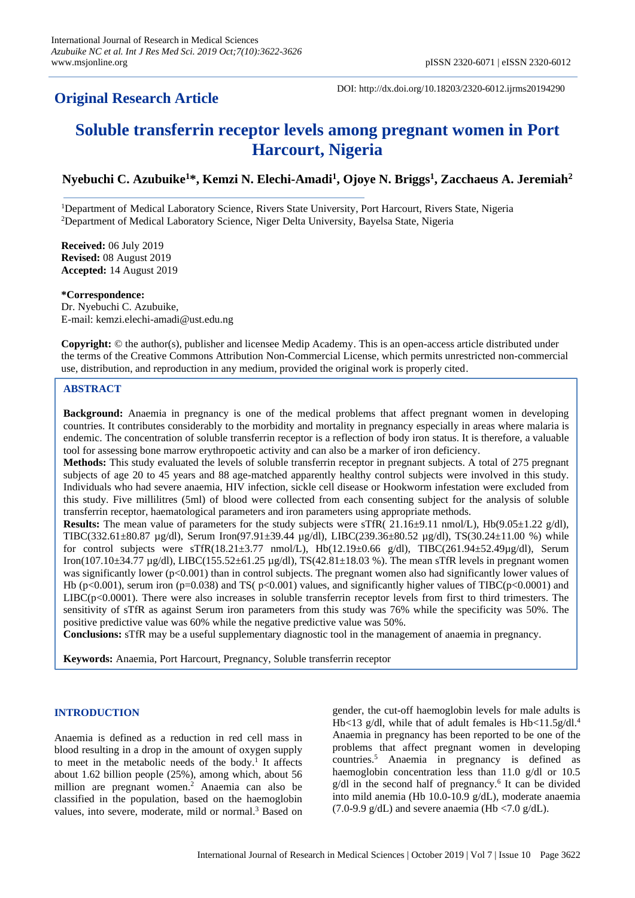## Original Research Article

DOI: http://dx.doi.org/10.18203/2320-6012.ijrms20194290

# Soluble transferrin receptor levels among pregnant women in Port Harcourt, Nigeria

**Nyebuchi C. Azubuike[1]\*, Kemzi N. Elechi-Amadi[1], Ojoye N. Briggs[1], Zacchaeus A. Jeremiah[2]**

[1]Department of Medical Laboratory Science, Rivers State University, Port Harcourt, Rivers State, Nigeria
[2]Department of Medical Laboratory Science, Niger Delta University, Bayelsa State, Nigeria

**Received:** 06 July 2019
**Revised:** 08 August 2019
**Accepted:** 14 August 2019

**\*Correspondence:**
Dr. Nyebuchi C. Azubuike,
E-mail: kemzi.elechi-amadi@ust.edu.ng

**Copyright:** © the author(s), publisher and licensee Medip Academy. This is an open-access article distributed under the terms of the Creative Commons Attribution Non-Commercial License, which permits unrestricted non-commercial use, distribution, and reproduction in any medium, provided the original work is properly cited.

## ABSTRACT

**Background:** Anaemia in pregnancy is one of the medical problems that affect pregnant women in developing countries. It contributes considerably to the morbidity and mortality in pregnancy especially in areas where malaria is endemic. The concentration of soluble transferrin receptor is a reflection of body iron status. It is therefore, a valuable tool for assessing bone marrow erythropoetic activity and can also be a marker of iron deficiency.

**Methods:** This study evaluated the levels of soluble transferrin receptor in pregnant subjects. A total of 275 pregnant subjects of age 20 to 45 years and 88 age-matched apparently healthy control subjects were involved in this study. Individuals who had severe anaemia, HIV infection, sickle cell disease or Hookworm infestation were excluded from this study. Five millilitres (5ml) of blood were collected from each consenting subject for the analysis of soluble transferrin receptor, haematological parameters and iron parameters using appropriate methods.

**Results:** The mean value of parameters for the study subjects were sTfR( 21.16±9.11 nmol/L), Hb(9.05±1.22 g/dl), TIBC(332.61±80.87 µg/dl), Serum Iron(97.91±39.44 µg/dl), LIBC(239.36±80.52 µg/dl), TS(30.24±11.00 %) while for control subjects were sTfR(18.21±3.77 nmol/L), Hb(12.19±0.66 g/dl), TIBC(261.94±52.49µg/dl), Serum Iron(107.10±34.77 µg/dl), LIBC(155.52±61.25 µg/dl), TS(42.81±18.03 %). The mean sTfR levels in pregnant women was significantly lower ($p<0.001$) than in control subjects. The pregnant women also had significantly lower values of Hb ($p<0.001$), serum iron ($p=0.038$) and TS( $p<0.001$) values, and significantly higher values of TIBC($p<0.0001$) and LIBC($p<0.0001$). There were also increases in soluble transferrin receptor levels from first to third trimesters. The sensitivity of sTfR as against Serum iron parameters from this study was 76% while the specificity was 50%. The positive predictive value was 60% while the negative predictive value was 50%.

**Conclusions:** sTfR may be a useful supplementary diagnostic tool in the management of anaemia in pregnancy.

**Keywords:** Anaemia, Port Harcourt, Pregnancy, Soluble transferrin receptor

## INTRODUCTION

Anaemia is defined as a reduction in red cell mass in blood resulting in a drop in the amount of oxygen supply to meet in the metabolic needs of the body.[1] It affects about 1.62 billion people (25%), among which, about 56 million are pregnant women.[2] Anaemia can also be classified in the population, based on the haemoglobin values, into severe, moderate, mild or normal.[3] Based on gender, the cut-off haemoglobin levels for male adults is Hb<13 g/dl, while that of adult females is Hb<11.5g/dl.[4] Anaemia in pregnancy has been reported to be one of the problems that affect pregnant women in developing countries.[5] Anaemia in pregnancy is defined as haemoglobin concentration less than 11.0 g/dl or 10.5 g/dl in the second half of pregnancy.[6] It can be divided into mild anemia (Hb 10.0-10.9 g/dL), moderate anaemia (7.0-9.9 g/dL) and severe anaemia (Hb <7.0 g/dL).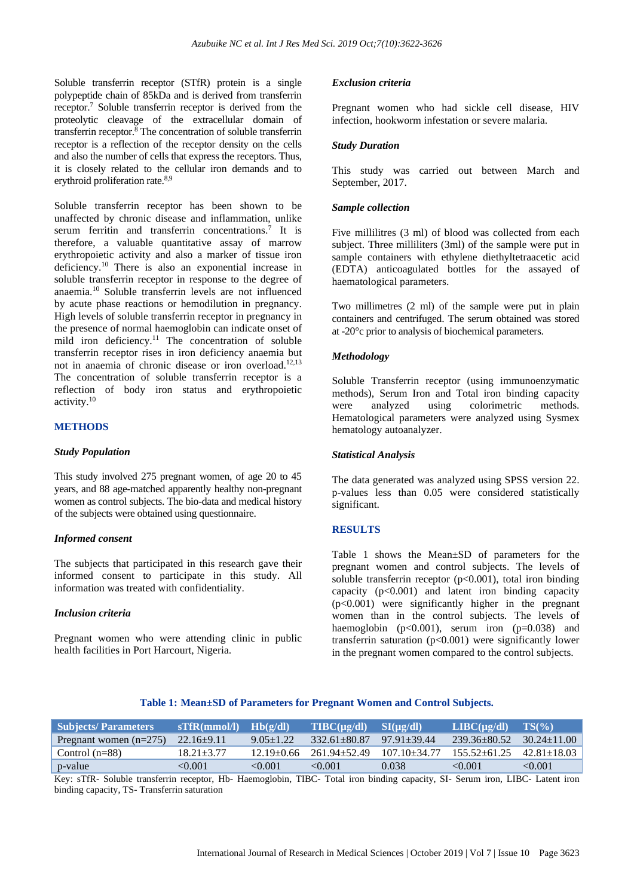Soluble transferrin receptor (STfR) protein is a single polypeptide chain of 85kDa and is derived from transferrin receptor.[7] Soluble transferrin receptor is derived from the proteolytic cleavage of the extracellular domain of transferrin receptor.[8] The concentration of soluble transferrin receptor is a reflection of the receptor density on the cells and also the number of cells that express the receptors. Thus, it is closely related to the cellular iron demands and to erythroid proliferation rate.[8,9]

Soluble transferrin receptor has been shown to be unaffected by chronic disease and inflammation, unlike serum ferritin and transferrin concentrations.[7] It is therefore, a valuable quantitative assay of marrow erythropoietic activity and also a marker of tissue iron deficiency.[10] There is also an exponential increase in soluble transferrin receptor in response to the degree of anaemia.[10] Soluble transferrin levels are not influenced by acute phase reactions or hemodilution in pregnancy. High levels of soluble transferrin receptor in pregnancy in the presence of normal haemoglobin can indicate onset of mild iron deficiency.[11] The concentration of soluble transferrin receptor rises in iron deficiency anaemia but not in anaemia of chronic disease or iron overload.[12,13] The concentration of soluble transferrin receptor is a reflection of body iron status and erythropoietic activity.[10]

## METHODS

### *Study Population*

This study involved 275 pregnant women, of age 20 to 45 years, and 88 age-matched apparently healthy non-pregnant women as control subjects. The bio-data and medical history of the subjects were obtained using questionnaire.

### *Informed consent*

The subjects that participated in this research gave their informed consent to participate in this study. All information was treated with confidentiality.

### *Inclusion criteria*

Pregnant women who were attending clinic in public health facilities in Port Harcourt, Nigeria.

### *Exclusion criteria*

Pregnant women who had sickle cell disease, HIV infection, hookworm infestation or severe malaria.

### *Study Duration*

This study was carried out between March and September, 2017.

### *Sample collection*

Five millilitres (3 ml) of blood was collected from each subject. Three milliliters (3ml) of the sample were put in sample containers with ethylene diethyltetraacetic acid (EDTA) anticoagulated bottles for the assayed of haematological parameters.

Two millimetres (2 ml) of the sample were put in plain containers and centrifuged. The serum obtained was stored at -20°c prior to analysis of biochemical parameters.

### *Methodology*

Soluble Transferrin receptor (using immunoenzymatic methods), Serum Iron and Total iron binding capacity were analyzed using colorimetric methods. Hematological parameters were analyzed using Sysmex hematology autoanalyzer.

### *Statistical Analysis*

The data generated was analyzed using SPSS version 22. p-values less than 0.05 were considered statistically significant.

## RESULTS

Table 1 shows the Mean±SD of parameters for the pregnant women and control subjects. The levels of soluble transferrin receptor ($p<0.001$), total iron binding capacity ($p<0.001$) and latent iron binding capacity ($p<0.001$) were significantly higher in the pregnant women than in the control subjects. The levels of haemoglobin ($p<0.001$), serum iron ($p=0.038$) and transferrin saturation ($p<0.001$) were significantly lower in the pregnant women compared to the control subjects.

**Table 1: Mean±SD of Parameters for Pregnant Women and Control Subjects.**

| Subjects/ Parameters | sTfR(mmol/l) | Hb(g/dl) | TIBC(µg/dl) | SI(µg/dl) | LIBC(µg/dl) | TS(%) |
|---|---|---|---|---|---|---|
| Pregnant women (n=275) | 22.16±9.11 | 9.05±1.22 | 332.61±80.87 | 97.91±39.44 | 239.36±80.52 | 30.24±11.00 |
| Control (n=88) | 18.21±3.77 | 12.19±0.66 | 261.94±52.49 | 107.10±34.77 | 155.52±61.25 | 42.81±18.03 |
| p-value | <0.001 | <0.001 | <0.001 | 0.038 | <0.001 | <0.001 |

Key: sTfR- Soluble transferrin receptor, Hb- Haemoglobin, TIBC- Total iron binding capacity, SI- Serum iron, LIBC- Latent iron binding capacity, TS- Transferrin saturation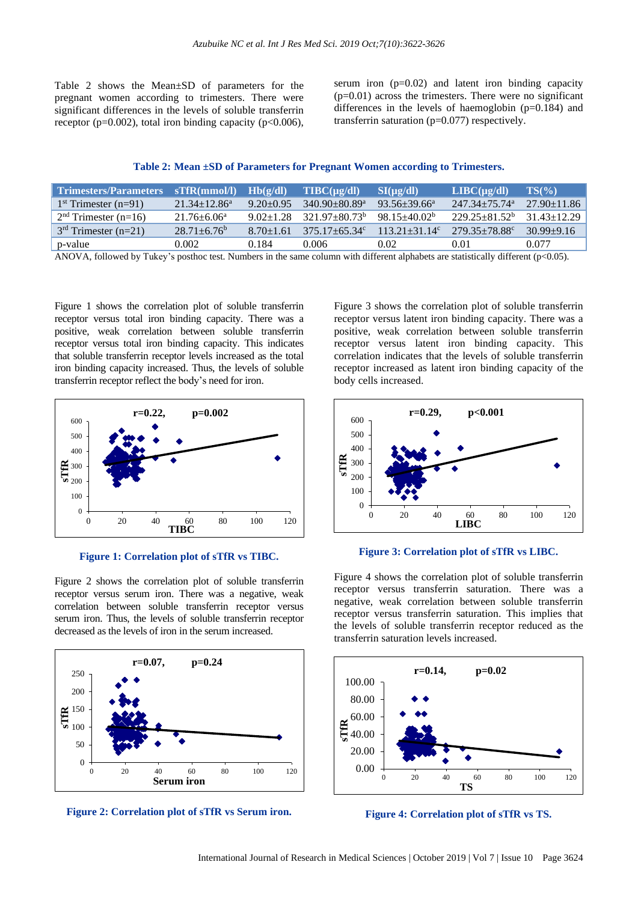Table 2 shows the Mean±SD of parameters for the pregnant women according to trimesters. There were significant differences in the levels of soluble transferrin receptor ($p=0.002$), total iron binding capacity ($p<0.006$), serum iron ($p=0.02$) and latent iron binding capacity ($p=0.01$) across the trimesters. There were no significant differences in the levels of haemoglobin ($p=0.184$) and transferrin saturation ($p=0.077$) respectively.

**Table 2: Mean ±SD of Parameters for Pregnant Women according to Trimesters.**

| Trimesters/Parameters | sTfR(mmol/l) | Hb(g/dl) | TIBC(µg/dl) | SI(µg/dl) | LIBC(µg/dl) | TS(%) |
|---|---|---|---|---|---|---|
| 1st Trimester (n=91) | 21.34±12.86[a] | 9.20±0.95 | 340.90±80.89[a] | 93.56±39.66[a] | 247.34±75.74[a] | 27.90±11.86 |
| 2nd Trimester (n=16) | 21.76±6.06[a] | 9.02±1.28 | 321.97±80.73[b] | 98.15±40.02[b] | 229.25±81.52[b] | 31.43±12.29 |
| 3rd Trimester (n=21) | 28.71±6.76[b] | 8.70±1.61 | 375.17±65.34[c] | 113.21±31.14[c] | 279.35±78.88[c] | 30.99±9.16 |
| p-value | 0.002 | 0.184 | 0.006 | 0.02 | 0.01 | 0.077 |

ANOVA, followed by Tukey's posthoc test. Numbers in the same column with different alphabets are statistically different ($p<0.05$).

Figure 1 shows the correlation plot of soluble transferrin receptor versus total iron binding capacity. There was a positive, weak correlation between soluble transferrin receptor versus total iron binding capacity. This indicates that soluble transferrin receptor levels increased as the total iron binding capacity increased. Thus, the levels of soluble transferrin receptor reflect the body's need for iron.

**Figure 1: Correlation plot of sTfR vs TIBC.**

Figure 2 shows the correlation plot of soluble transferrin receptor versus serum iron. There was a negative, weak correlation between soluble transferrin receptor versus serum iron. Thus, the levels of soluble transferrin receptor decreased as the levels of iron in the serum increased.

**Figure 2: Correlation plot of sTfR vs Serum iron.**

Figure 3 shows the correlation plot of soluble transferrin receptor versus latent iron binding capacity. There was a positive, weak correlation between soluble transferrin receptor versus latent iron binding capacity. This correlation indicates that the levels of soluble transferrin receptor increased as latent iron binding capacity of the body cells increased.

**Figure 3: Correlation plot of sTfR vs LIBC.**

Figure 4 shows the correlation plot of soluble transferrin receptor versus transferrin saturation. There was a negative, weak correlation between soluble transferrin receptor versus transferrin saturation. This implies that the levels of soluble transferrin receptor reduced as the transferrin saturation levels increased.

**Figure 4: Correlation plot of sTfR vs TS.**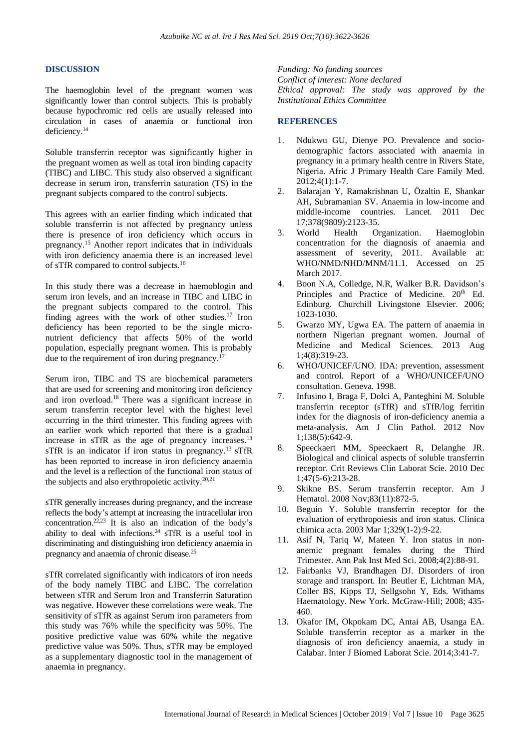## DISCUSSION

The haemoglobin level of the pregnant women was significantly lower than control subjects. This is probably because hypochromic red cells are usually released into circulation in cases of anaemia or functional iron deficiency.[14]

Soluble transferrin receptor was significantly higher in the pregnant women as well as total iron binding capacity (TIBC) and LIBC. This study also observed a significant decrease in serum iron, transferrin saturation (TS) in the pregnant subjects compared to the control subjects.

This agrees with an earlier finding which indicated that soluble transferrin is not affected by pregnancy unless there is presence of iron deficiency which occurs in pregnancy.[15] Another report indicates that in individuals with iron deficiency anaemia there is an increased level of sTfR compared to control subjects.[16]

In this study there was a decrease in haemoblogin and serum iron levels, and an increase in TIBC and LIBC in the pregnant subjects compared to the control. This finding agrees with the work of other studies.[17] Iron deficiency has been reported to be the single micro-nutrient deficiency that affects 50% of the world population, especially pregnant women. This is probably due to the requirement of iron during pregnancy.[17]

Serum iron, TIBC and TS are biochemical parameters that are used for screening and monitoring iron deficiency and iron overload.[18] There was a significant increase in serum transferrin receptor level with the highest level occurring in the third trimester. This finding agrees with an earlier work which reported that there is a gradual increase in sTfR as the age of pregnancy increases.[13] sTfR is an indicator if iron status in pregnancy.[13] sTfR has been reported to increase in iron deficiency anaemia and the level is a reflection of the functional iron status of the subjects and also erythropoietic activity.[20,21]

sTfR generally increases during pregnancy, and the increase reflects the body's attempt at increasing the intracellular iron concentration.[22,23] It is also an indication of the body's ability to deal with infections.[24] sTfR is a useful tool in discriminating and distinguishing iron deficiency anaemia in pregnancy and anaemia of chronic disease.[25]

sTfR correlated significantly with indicators of iron needs of the body namely TIBC and LIBC. The correlation between sTfR and Serum Iron and Transferrin Saturation was negative. However these correlations were weak. The sensitivity of sTfR as against Serum iron parameters from this study was 76% while the specificity was 50%. The positive predictive value was 60% while the negative predictive value was 50%. Thus, sTfR may be employed as a supplementary diagnostic tool in the management of anaemia in pregnancy.

*Funding: No funding sources*
*Conflict of interest: None declared*
*Ethical approval: The study was approved by the Institutional Ethics Committee*

## REFERENCES

1. Ndukwu GU, Dienye PO. Prevalence and socio-demographic factors associated with anaemia in pregnancy in a primary health centre in Rivers State, Nigeria. Afric J Primary Health Care Family Med. 2012;4(1):1-7.
2. Balarajan Y, Ramakrishnan U, Özaltin E, Shankar AH, Subramanian SV. Anaemia in low-income and middle-income countries. Lancet. 2011 Dec 17;378(9809):2123-35.
3. World Health Organization. Haemoglobin concentration for the diagnosis of anaemia and assessment of severity, 2011. Available at: WHO/NMD/NHD/MNM/11.1. Accessed on 25 March 2017.
4. Boon N.A, Colledge, N.R, Walker B.R. Davidson's Principles and Practice of Medicine. 20th Ed. Edinburg. Churchill Livingstone Elsevier. 2006; 1023-1030.
5. Gwarzo MY, Ugwa EA. The pattern of anaemia in northern Nigerian pregnant women. Journal of Medicine and Medical Sciences. 2013 Aug 1;4(8):319-23.
6. WHO/UNICEF/UNO. IDA: prevention, assessment and control. Report of a WHO/UNICEF/UNO consultation. Geneva. 1998.
7. Infusino I, Braga F, Dolci A, Panteghini M. Soluble transferrin receptor (sTfR) and sTfR/log ferritin index for the diagnosis of iron-deficiency anemia a meta-analysis. Am J Clin Pathol. 2012 Nov 1;138(5):642-9.
8. Speeckaert MM, Speeckaert R, Delanghe JR. Biological and clinical aspects of soluble transferrin receptor. Crit Reviews Clin Laborat Scie. 2010 Dec 1;47(5-6):213-28.
9. Skikne BS. Serum transferrin receptor. Am J Hematol. 2008 Nov;83(11):872-5.
10. Beguin Y. Soluble transferrin receptor for the evaluation of erythropoiesis and iron status. Clinica chimica acta. 2003 Mar 1;329(1-2):9-22.
11. Asif N, Tariq W, Mateen Y. Iron status in non-anemic pregnant females during the Third Trimester. Ann Pak Inst Med Sci. 2008;4(2):88-91.
12. Fairbanks VJ, Brandhagen DJ. Disorders of iron storage and transport. In: Beutler E, Lichtman MA, Coller BS, Kipps TJ, Sellgsohn Y, Eds. Withams Haematology. New York. McGraw-Hill; 2008; 435-460.
13. Okafor IM, Okpokam DC, Antai AB, Usanga EA. Soluble transferrin receptor as a marker in the diagnosis of iron deficiency anaemia, a study in Calabar. Inter J Biomed Laborat Scie. 2014;3:41-7.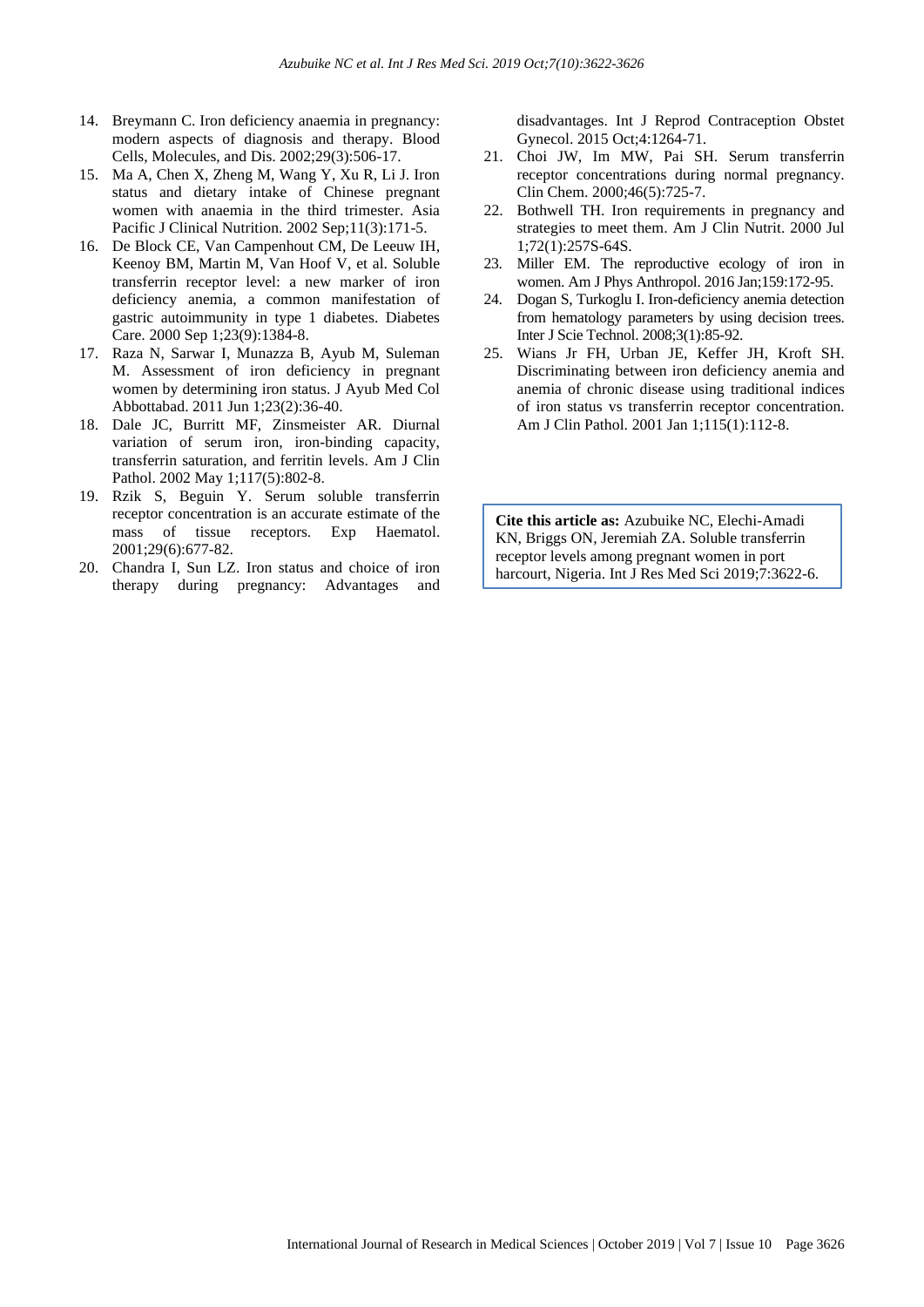14. Breymann C. Iron deficiency anaemia in pregnancy: modern aspects of diagnosis and therapy. Blood Cells, Molecules, and Dis. 2002;29(3):506-17.
15. Ma A, Chen X, Zheng M, Wang Y, Xu R, Li J. Iron status and dietary intake of Chinese pregnant women with anaemia in the third trimester. Asia Pacific J Clinical Nutrition. 2002 Sep;11(3):171-5.
16. De Block CE, Van Campenhout CM, De Leeuw IH, Keenoy BM, Martin M, Van Hoof V, et al. Soluble transferrin receptor level: a new marker of iron deficiency anemia, a common manifestation of gastric autoimmunity in type 1 diabetes. Diabetes Care. 2000 Sep 1;23(9):1384-8.
17. Raza N, Sarwar I, Munazza B, Ayub M, Suleman M. Assessment of iron deficiency in pregnant women by determining iron status. J Ayub Med Col Abbottabad. 2011 Jun 1;23(2):36-40.
18. Dale JC, Burritt MF, Zinsmeister AR. Diurnal variation of serum iron, iron-binding capacity, transferrin saturation, and ferritin levels. Am J Clin Pathol. 2002 May 1;117(5):802-8.
19. Rzik S, Beguin Y. Serum soluble transferrin receptor concentration is an accurate estimate of the mass of tissue receptors. Exp Haematol. 2001;29(6):677-82.
20. Chandra I, Sun LZ. Iron status and choice of iron therapy during pregnancy: Advantages and disadvantages. Int J Reprod Contraception Obstet Gynecol. 2015 Oct;4:1264-71.
21. Choi JW, Im MW, Pai SH. Serum transferrin receptor concentrations during normal pregnancy. Clin Chem. 2000;46(5):725-7.
22. Bothwell TH. Iron requirements in pregnancy and strategies to meet them. Am J Clin Nutrit. 2000 Jul 1;72(1):257S-64S.
23. Miller EM. The reproductive ecology of iron in women. Am J Phys Anthropol. 2016 Jan;159:172-95.
24. Dogan S, Turkoglu I. Iron-deficiency anemia detection from hematology parameters by using decision trees. Inter J Scie Technol. 2008;3(1):85-92.
25. Wians Jr FH, Urban JE, Keffer JH, Kroft SH. Discriminating between iron deficiency anemia and anemia of chronic disease using traditional indices of iron status vs transferrin receptor concentration. Am J Clin Pathol. 2001 Jan 1;115(1):112-8.

**Cite this article as:** Azubuike NC, Elechi-Amadi KN, Briggs ON, Jeremiah ZA. Soluble transferrin receptor levels among pregnant women in port harcourt, Nigeria. Int J Res Med Sci 2019;7:3622-6.